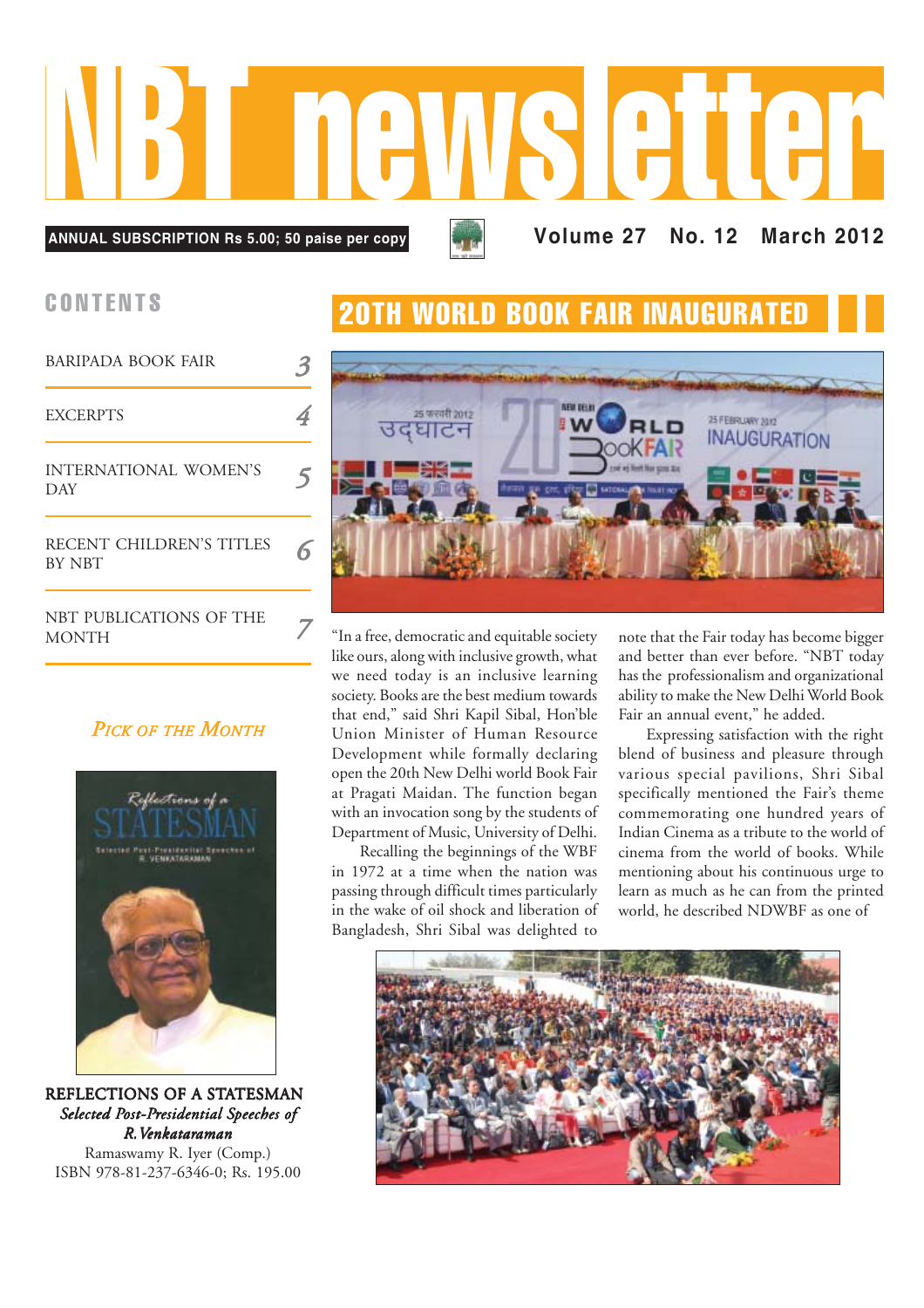# NBT newsletter

**ANNUAL SUBSCRIPTION Rs 5.00; 50 paise per copy**

**Volume 27 No. 12 March 2012**

## CONTENTS

| | |
|---|---|
| BARIPADA BOOK FAIR | 3 |
| EXCERPTS | 4 |
| INTERNATIONAL WOMEN'S DAY | 5 |
| RECENT CHILDREN'S TITLES BY NBT | 6 |
| NBT PUBLICATIONS OF THE MONTH | 7 |

*PICK OF THE MONTH*

**REFLECTIONS OF A STATESMAN**
***Selected Post-Presidential Speeches of R. Venkataraman***
Ramaswamy R. Iyer (Comp.)
ISBN 978-81-237-6346-0; Rs. 195.00

## 20TH WORLD BOOK FAIR INAUGURATED

"In a free, democratic and equitable society like ours, along with inclusive growth, what we need today is an inclusive learning society. Books are the best medium towards that end," said Shri Kapil Sibal, Hon'ble Union Minister of Human Resource Development while formally declaring open the 20th New Delhi world Book Fair at Pragati Maidan. The function began with an invocation song by the students of Department of Music, University of Delhi.

Recalling the beginnings of the WBF in 1972 at a time when the nation was passing through difficult times particularly in the wake of oil shock and liberation of Bangladesh, Shri Sibal was delighted to note that the Fair today has become bigger and better than ever before. "NBT today has the professionalism and organizational ability to make the New Delhi World Book Fair an annual event," he added.

Expressing satisfaction with the right blend of business and pleasure through various special pavilions, Shri Sibal specifically mentioned the Fair's theme commemorating one hundred years of Indian Cinema as a tribute to the world of cinema from the world of books. While mentioning about his continuous urge to learn as much as he can from the printed world, he described NDWBF as one of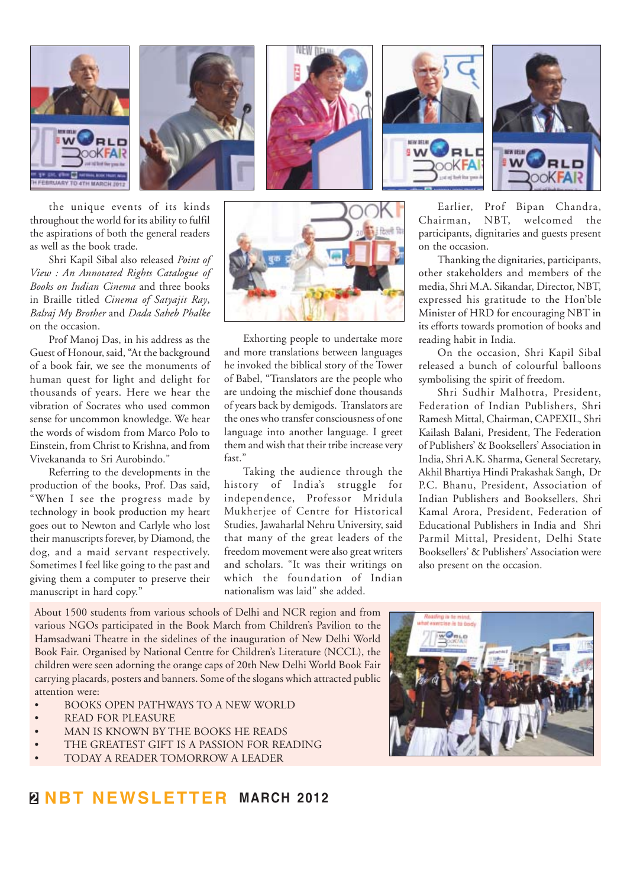the unique events of its kinds throughout the world for its ability to fulfil the aspirations of both the general readers as well as the book trade.

Shri Kapil Sibal also released *Point of View : An Annotated Rights Catalogue of Books on Indian Cinema* and three books in Braille titled *Cinema of Satyajit Ray*, *Balraj My Brother* and *Dada Saheb Phalke* on the occasion.

Prof Manoj Das, in his address as the Guest of Honour, said, "At the background of a book fair, we see the monuments of human quest for light and delight for thousands of years. Here we hear the vibration of Socrates who used common sense for uncommon knowledge. We hear the words of wisdom from Marco Polo to Einstein, from Christ to Krishna, and from Vivekananda to Sri Aurobindo."

Referring to the developments in the production of the books, Prof. Das said, "When I see the progress made by technology in book production my heart goes out to Newton and Carlyle who lost their manuscripts forever, by Diamond, the dog, and a maid servant respectively. Sometimes I feel like going to the past and giving them a computer to preserve their manuscript in hard copy."

Exhorting people to undertake more and more translations between languages he invoked the biblical story of the Tower of Babel, "Translators are the people who are undoing the mischief done thousands of years back by demigods. Translators are the ones who transfer consciousness of one language into another language. I greet them and wish that their tribe increase very fast."

Taking the audience through the history of India's struggle for independence, Professor Mridula Mukherjee of Centre for Historical Studies, Jawaharlal Nehru University, said that many of the great leaders of the freedom movement were also great writers and scholars. "It was their writings on which the foundation of Indian nationalism was laid" she added.

Earlier, Prof Bipan Chandra, Chairman, NBT, welcomed the participants, dignitaries and guests present on the occasion.

Thanking the dignitaries, participants, other stakeholders and members of the media, Shri M.A. Sikandar, Director, NBT, expressed his gratitude to the Hon'ble Minister of HRD for encouraging NBT in its efforts towards promotion of books and reading habit in India.

On the occasion, Shri Kapil Sibal released a bunch of colourful balloons symbolising the spirit of freedom.

Shri Sudhir Malhotra, President, Federation of Indian Publishers, Shri Ramesh Mittal, Chairman, CAPEXIL, Shri Kailash Balani, President, The Federation of Publishers' & Booksellers' Association in India, Shri A.K. Sharma, General Secretary, Akhil Bhartiya Hindi Prakashak Sangh, Dr P.C. Bhanu, President, Association of Indian Publishers and Booksellers, Shri Kamal Arora, President, Federation of Educational Publishers in India and Shri Parmil Mittal, President, Delhi State Booksellers' & Publishers' Association were also present on the occasion.

About 1500 students from various schools of Delhi and NCR region and from various NGOs participated in the Book March from Children's Pavilion to the Hamsadwani Theatre in the sidelines of the inauguration of New Delhi World Book Fair. Organised by National Centre for Children's Literature (NCCL), the children were seen adorning the orange caps of 20th New Delhi World Book Fair carrying placards, posters and banners. Some of the slogans which attracted public attention were:

- BOOKS OPEN PATHWAYS TO A NEW WORLD
- READ FOR PLEASURE
- MAN IS KNOWN BY THE BOOKS HE READS
- THE GREATEST GIFT IS A PASSION FOR READING
- TODAY A READER TOMORROW A LEADER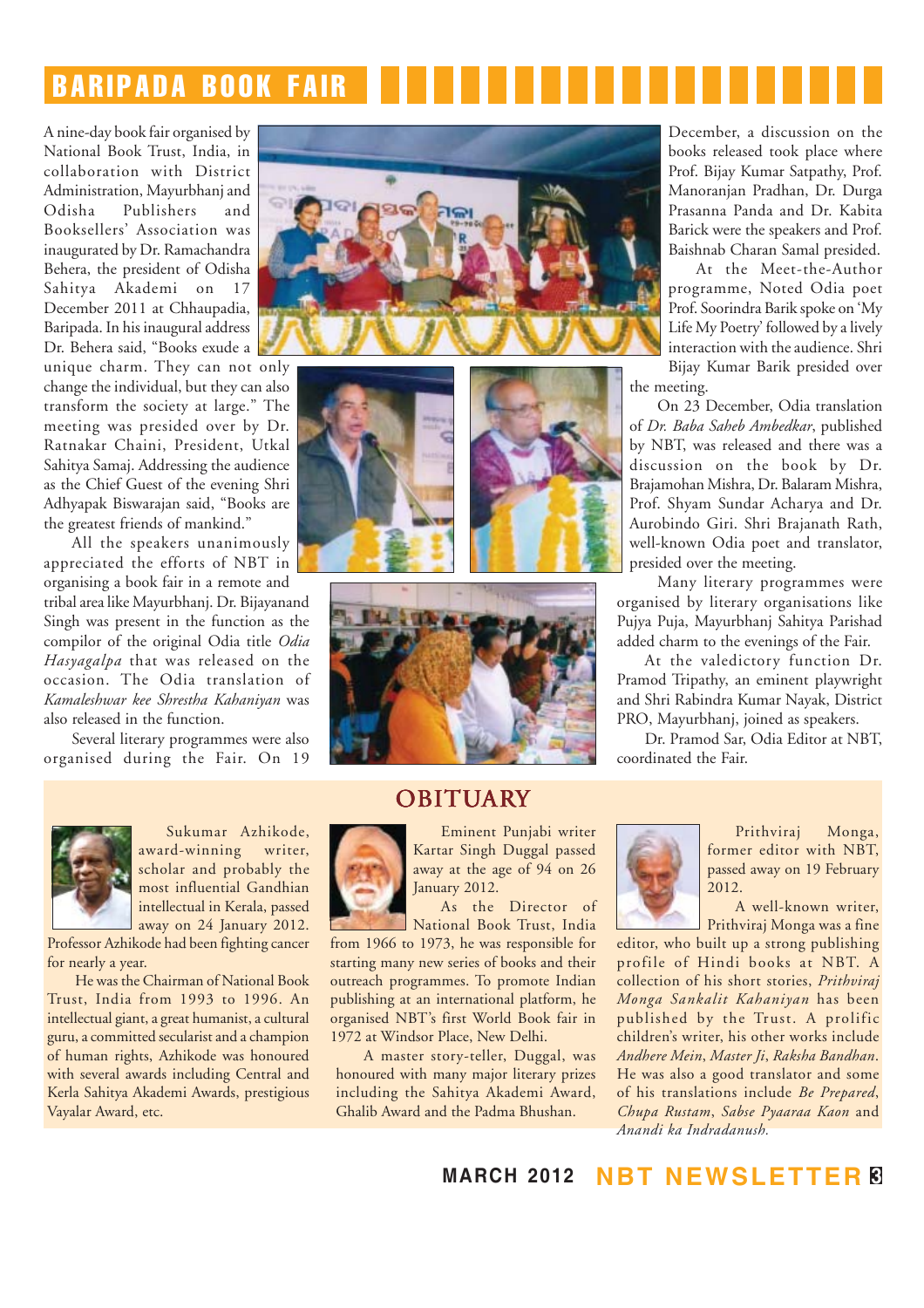## BARIPADA BOOK FAIR

A nine-day book fair organised by National Book Trust, India, in collaboration with District Administration, Mayurbhanj and Odisha Publishers and Booksellers' Association was inaugurated by Dr. Ramachandra Behera, the president of Odisha Sahitya Akademi on 17 December 2011 at Chhaupadia, Baripada. In his inaugural address Dr. Behera said, "Books exude a unique charm. They can not only change the individual, but they can also transform the society at large." The meeting was presided over by Dr. Ratnakar Chaini, President, Utkal Sahitya Samaj. Addressing the audience as the Chief Guest of the evening Shri Adhyapak Biswarajan said, "Books are the greatest friends of mankind."

All the speakers unanimously appreciated the efforts of NBT in organising a book fair in a remote and tribal area like Mayurbhanj. Dr. Bijayanand Singh was present in the function as the compilor of the original Odia title *Odia Hasyagalpa* that was released on the occasion. The Odia translation of *Kamaleshwar kee Shrestha Kahaniyan* was also released in the function.

Several literary programmes were also organised during the Fair. On 19 December, a discussion on the books released took place where Prof. Bijay Kumar Satpathy, Prof. Manoranjan Pradhan, Dr. Durga Prasanna Panda and Dr. Kabita Barick were the speakers and Prof. Baishnab Charan Samal presided.

At the Meet-the-Author programme, Noted Odia poet Prof. Soorindra Barik spoke on 'My Life My Poetry' followed by a lively interaction with the audience. Shri Bijay Kumar Barik presided over the meeting.

On 23 December, Odia translation of *Dr. Baba Saheb Ambedkar*, published by NBT, was released and there was a discussion on the book by Dr. Brajamohan Mishra, Dr. Balaram Mishra, Prof. Shyam Sundar Acharya and Dr. Aurobindo Giri. Shri Brajanath Rath, well-known Odia poet and translator, presided over the meeting.

Many literary programmes were organised by literary organisations like Pujya Puja, Mayurbhanj Sahitya Parishad added charm to the evenings of the Fair.

At the valedictory function Dr. Pramod Tripathy, an eminent playwright and Shri Rabindra Kumar Nayak, District PRO, Mayurbhanj, joined as speakers.

Dr. Pramod Sar, Odia Editor at NBT, coordinated the Fair.

## OBITUARY

Sukumar Azhikode, award-winning writer, scholar and probably the most influential Gandhian intellectual in Kerala, passed away on 24 January 2012. Professor Azhikode had been fighting cancer for nearly a year.

He was the Chairman of National Book Trust, India from 1993 to 1996. An intellectual giant, a great humanist, a cultural guru, a committed secularist and a champion of human rights, Azhikode was honoured with several awards including Central and Kerla Sahitya Akademi Awards, prestigious Vayalar Award, etc.

Eminent Punjabi writer Kartar Singh Duggal passed away at the age of 94 on 26 January 2012.

As the Director of National Book Trust, India from 1966 to 1973, he was responsible for starting many new series of books and their outreach programmes. To promote Indian publishing at an international platform, he organised NBT's first World Book fair in 1972 at Windsor Place, New Delhi.

A master story-teller, Duggal, was honoured with many major literary prizes including the Sahitya Akademi Award, Ghalib Award and the Padma Bhushan.

Prithviraj Monga, former editor with NBT, passed away on 19 February 2012.

A well-known writer, Prithviraj Monga was a fine editor, who built up a strong publishing profile of Hindi books at NBT. A collection of his short stories, *Prithviraj Monga Sankalit Kahaniyan* has been published by the Trust. A prolific children's writer, his other works include *Andhere Mein*, *Master Ji*, *Raksha Bandhan*. He was also a good translator and some of his translations include *Be Prepared*, *Chupa Rustam*, *Sabse Pyaaraa Kaon* and *Anandi ka Indradanush*.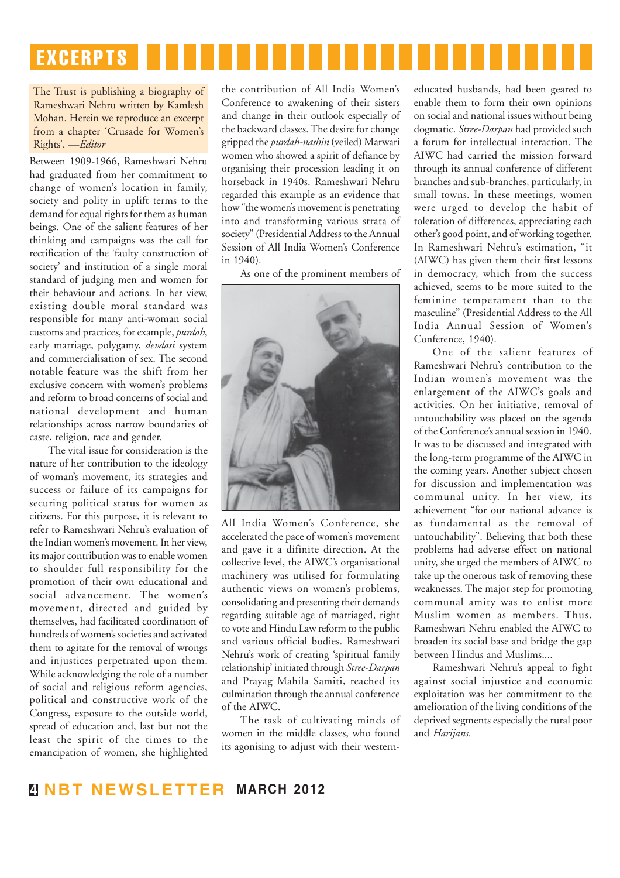# EXCERPTS

The Trust is publishing a biography of Rameshwari Nehru written by Kamlesh Mohan. Herein we reproduce an excerpt from a chapter 'Crusade for Women's Rights'. —*Editor*

Between 1909-1966, Rameshwari Nehru had graduated from her commitment to change of women's location in family, society and polity in uplift terms to the demand for equal rights for them as human beings. One of the salient features of her thinking and campaigns was the call for rectification of the 'faulty construction of society' and institution of a single moral standard of judging men and women for their behaviour and actions. In her view, existing double moral standard was responsible for many anti-woman social customs and practices, for example, *purdah*, early marriage, polygamy, *devdasi* system and commercialisation of sex. The second notable feature was the shift from her exclusive concern with women's problems and reform to broad concerns of social and national development and human relationships across narrow boundaries of caste, religion, race and gender.

The vital issue for consideration is the nature of her contribution to the ideology of woman's movement, its strategies and success or failure of its campaigns for securing political status for women as citizens. For this purpose, it is relevant to refer to Rameshwari Nehru's evaluation of the Indian women's movement. In her view, its major contribution was to enable women to shoulder full responsibility for the promotion of their own educational and social advancement. The women's movement, directed and guided by themselves, had facilitated coordination of hundreds of women's societies and activated them to agitate for the removal of wrongs and injustices perpetrated upon them. While acknowledging the role of a number of social and religious reform agencies, political and constructive work of the Congress, exposure to the outside world, spread of education and, last but not the least the spirit of the times to the emancipation of women, she highlighted the contribution of All India Women's Conference to awakening of their sisters and change in their outlook especially of the backward classes. The desire for change gripped the *purdah-nashin* (veiled) Marwari women who showed a spirit of defiance by organising their procession leading it on horseback in 1940s. Rameshwari Nehru regarded this example as an evidence that how "the women's movement is penetrating into and transforming various strata of society" (Presidential Address to the Annual Session of All India Women's Conference in 1940).

As one of the prominent members of All India Women's Conference, she accelerated the pace of women's movement and gave it a difinite direction. At the collective level, the AIWC's organisational machinery was utilised for formulating authentic views on women's problems, consolidating and presenting their demands regarding suitable age of marriaged, right to vote and Hindu Law reform to the public and various official bodies. Rameshwari Nehru's work of creating 'spiritual family relationship' initiated through *Stree-Darpan* and Prayag Mahila Samiti, reached its culmination through the annual conference of the AIWC.

The task of cultivating minds of women in the middle classes, who found its agonising to adjust with their western-educated husbands, had been geared to enable them to form their own opinions on social and national issues without being dogmatic. *Stree-Darpan* had provided such a forum for intellectual interaction. The AIWC had carried the mission forward through its annual conference of different branches and sub-branches, particularly, in small towns. In these meetings, women were urged to develop the habit of toleration of differences, appreciating each other's good point, and of working together. In Rameshwari Nehru's estimation, "it (AIWC) has given them their first lessons in democracy, which from the success achieved, seems to be more suited to the feminine temperament than to the masculine" (Presidential Address to the All India Annual Session of Women's Conference, 1940).

One of the salient features of Rameshwari Nehru's contribution to the Indian women's movement was the enlargement of the AIWC's goals and activities. On her initiative, removal of untouchability was placed on the agenda of the Conference's annual session in 1940. It was to be discussed and integrated with the long-term programme of the AIWC in the coming years. Another subject chosen for discussion and implementation was communal unity. In her view, its achievement "for our national advance is as fundamental as the removal of untouchability". Believing that both these problems had adverse effect on national unity, she urged the members of AIWC to take up the onerous task of removing these weaknesses. The major step for promoting communal amity was to enlist more Muslim women as members. Thus, Rameshwari Nehru enabled the AIWC to broaden its social base and bridge the gap between Hindus and Muslims....

Rameshwari Nehru's appeal to fight against social injustice and economic exploitation was her commitment to the amelioration of the living conditions of the deprived segments especially the rural poor and *Harijans*.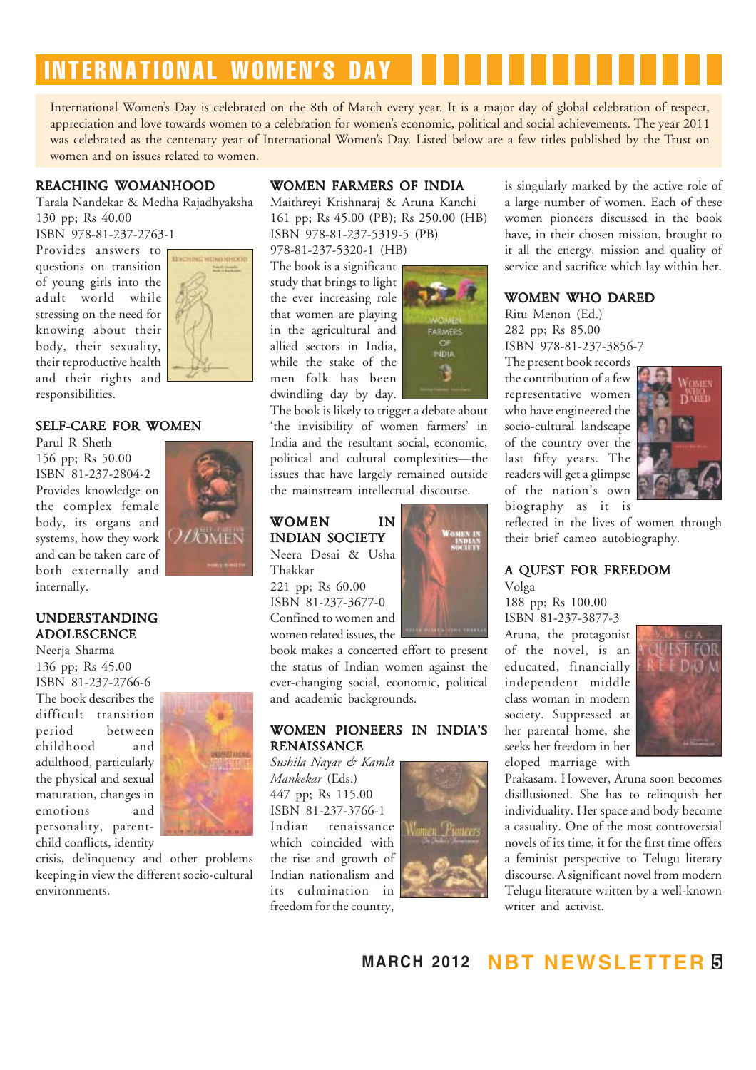# INTERNATIONAL WOMEN'S DAY

International Women's Day is celebrated on the 8th of March every year. It is a major day of global celebration of respect, appreciation and love towards women to a celebration for women's economic, political and social achievements. The year 2011 was celebrated as the centenary year of International Women's Day. Listed below are a few titles published by the Trust on women and on issues related to women.

## REACHING WOMANHOOD

Tarala Nandekar & Medha Rajadhyaksha
130 pp; Rs 40.00
ISBN 978-81-237-2763-1

Provides answers to questions on transition of young girls into the adult world while stressing on the need for knowing about their body, their sexuality, their reproductive health and their rights and responsibilities.

## SELF-CARE FOR WOMEN

Parul R Sheth
156 pp; Rs 50.00
ISBN 81-237-2804-2

Provides knowledge on the complex female body, its organs and systems, how they work and can be taken care of both externally and internally.

## UNDERSTANDING ADOLESCENCE

Neerja Sharma
136 pp; Rs 45.00
ISBN 81-237-2766-6

The book describes the difficult transition period between childhood and adulthood, particularly the physical and sexual maturation, changes in emotions and personality, parent-child conflicts, identity crisis, delinquency and other problems keeping in view the different socio-cultural environments.

## WOMEN FARMERS OF INDIA

Maithreyi Krishnaraj & Aruna Kanchi
161 pp; Rs 45.00 (PB); Rs 250.00 (HB)
ISBN 978-81-237-5319-5 (PB)
978-81-237-5320-1 (HB)

The book is a significant study that brings to light the ever increasing role that women are playing in the agricultural and allied sectors in India, while the stake of the men folk has been dwindling day by day. The book is likely to trigger a debate about 'the invisibility of women farmers' in India and the resultant social, economic, political and cultural complexities—the issues that have largely remained outside the mainstream intellectual discourse.

## WOMEN IN INDIAN SOCIETY

Neera Desai & Usha Thakkar
221 pp; Rs 60.00
ISBN 81-237-3677-0

Confined to women and women related issues, the book makes a concerted effort to present the status of Indian women against the ever-changing social, economic, political and academic backgrounds.

## WOMEN PIONEERS IN INDIA'S RENAISSANCE

*Sushila Nayar & Kamla Mankekar* (Eds.)
447 pp; Rs 115.00
ISBN 81-237-3766-1

Indian renaissance which coincided with the rise and growth of Indian nationalism and its culmination in freedom for the country, is singularly marked by the active role of a large number of women. Each of these women pioneers discussed in the book have, in their chosen mission, brought to it all the energy, mission and quality of service and sacrifice which lay within her.

## WOMEN WHO DARED

Ritu Menon (Ed.)
282 pp; Rs 85.00
ISBN 978-81-237-3856-7

The present book records the contribution of a few representative women who have engineered the socio-cultural landscape of the country over the last fifty years. The readers will get a glimpse of the nation's own biography as it is reflected in the lives of women through their brief cameo autobiography.

## A QUEST FOR FREEDOM

Volga
188 pp; Rs 100.00
ISBN 81-237-3877-3

Aruna, the protagonist of the novel, is an educated, financially independent middle class woman in modern society. Suppressed at her parental home, she seeks her freedom in her eloped marriage with Prakasam. However, Aruna soon becomes disillusioned. She has to relinquish her individuality. Her space and body become a casualty. One of the most controversial novels of its time, it for the first time offers a feminist perspective to Telugu literary discourse. A significant novel from modern Telugu literature written by a well-known writer and activist.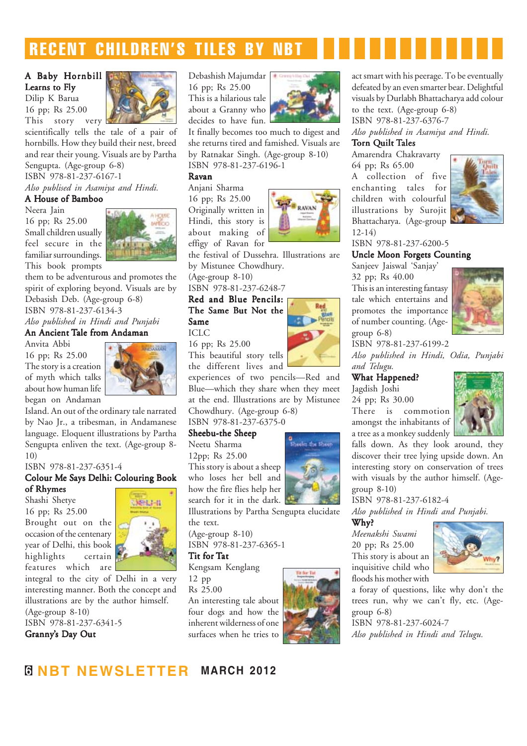# RECENT CHILDREN'S TILES BY NBT

**A Baby Hornbill Learns to Fly**
Dilip K Barua
16 pp; Rs 25.00
This story very scientifically tells the tale of a pair of hornbills. How they build their nest, breed and rear their young. Visuals are by Partha Sengupta. (Age-group 6-8)
ISBN 978-81-237-6167-1
*Also publised in Asamiya and Hindi.*

**A House of Bamboo**
Neera Jain
16 pp; Rs 25.00
Small children usually feel secure in the familiar surroundings. This book prompts them to be adventurous and promotes the spirit of exploring beyond. Visuals are by Debasish Deb. (Age-group 6-8)
ISBN 978-81-237-6134-3
*Also published in Hindi and Punjabi*

**An Ancient Tale from Andaman**
Anvita Abbi
16 pp; Rs 25.00
The story is a creation of myth which talks about how human life began on Andaman Island. An out of the ordinary tale narrated by Nao Jr., a tribesman, in Andamanese language. Eloquent illustrations by Partha Sengupta enliven the text. (Age-group 8-10)
ISBN 978-81-237-6351-4

**Colour Me Says Delhi: Colouring Book of Rhymes**
Shashi Shetye
16 pp; Rs 25.00
Brought out on the occasion of the centenary year of Delhi, this book highlights certain features which are integral to the city of Delhi in a very interesting manner. Both the concept and illustrations are by the author himself. (Age-group 8-10)
ISBN 978-81-237-6341-5

**Granny's Day Out**
Debashish Majumdar
16 pp; Rs 25.00
This is a hilarious tale about a Granny who decides to have fun. It finally becomes too much to digest and she returns tired and famished. Visuals are by Ratnakar Singh. (Age-group 8-10)
ISBN 978-81-237-6196-1

**Ravan**
Anjani Sharma
16 pp; Rs 25.00
Originally written in Hindi, this story is about making of effigy of Ravan for the festival of Dussehra. Illustrations are by Mistunee Chowdhury. (Age-group 8-10)
ISBN 978-81-237-6248-7

**Red and Blue Pencils: The Same But Not the Same**
ICLC
16 pp; Rs 25.00
This beautiful story tells the different lives and experiences of two pencils—Red and Blue—which they share when they meet at the end. Illustrations are by Mistunee Chowdhury. (Age-group 6-8)
ISBN 978-81-237-6375-0

**Sheebu-the Sheep**
Neetu Sharma
12pp; Rs 25.00
This story is about a sheep who loses her bell and how the fire flies help her search for it in the dark. Illustrations by Partha Sengupta elucidate the text.
(Age-group 8-10)
ISBN 978-81-237-6365-1

**Tit for Tat**
Kengsam Kenglang
12 pp
Rs 25.00
An interesting tale about four dogs and how the inherent wilderness of one surfaces when he tries to act smart with his peerage. To be eventually defeated by an even smarter bear. Delightful visuals by Durlabh Bhattacharya add colour to the text. (Age-group 6-8)
ISBN 978-81-237-6376-7
*Also published in Asamiya and Hindi.*

**Torn Quilt Tales**
Amarendra Chakravarty
64 pp; Rs 65.00
A collection of five enchanting tales for children with colourful illustrations by Surojit Bhattacharya. (Age-group 12-14)
ISBN 978-81-237-6200-5

**Uncle Moon Forgets Counting**
Sanjeev Jaiswal 'Sanjay'
32 pp; Rs 40.00
This is an interesting fantasy tale which entertains and promotes the importance of number counting. (Age-group 6-8)
ISBN 978-81-237-6199-2
*Also published in Hindi, Odia, Punjabi and Telugu.*

**What Happened?**
Jagdish Joshi
24 pp; Rs 30.00
There is commotion amongst the inhabitants of a tree as a monkey suddenly falls down. As they look around, they discover their tree lying upside down. An interesting story on conservation of trees with visuals by the author himself. (Age-group 8-10)
ISBN 978-81-237-6182-4
*Also published in Hindi and Punjabi.*

**Why?**
*Meenakshi Swami*
20 pp; Rs 25.00
This story is about an inquisitive child who floods his mother with a foray of questions, like why don't the trees run, why we can't fly, etc. (Age-group 6-8)
ISBN 978-81-237-6024-7
*Also published in Hindi and Telugu.*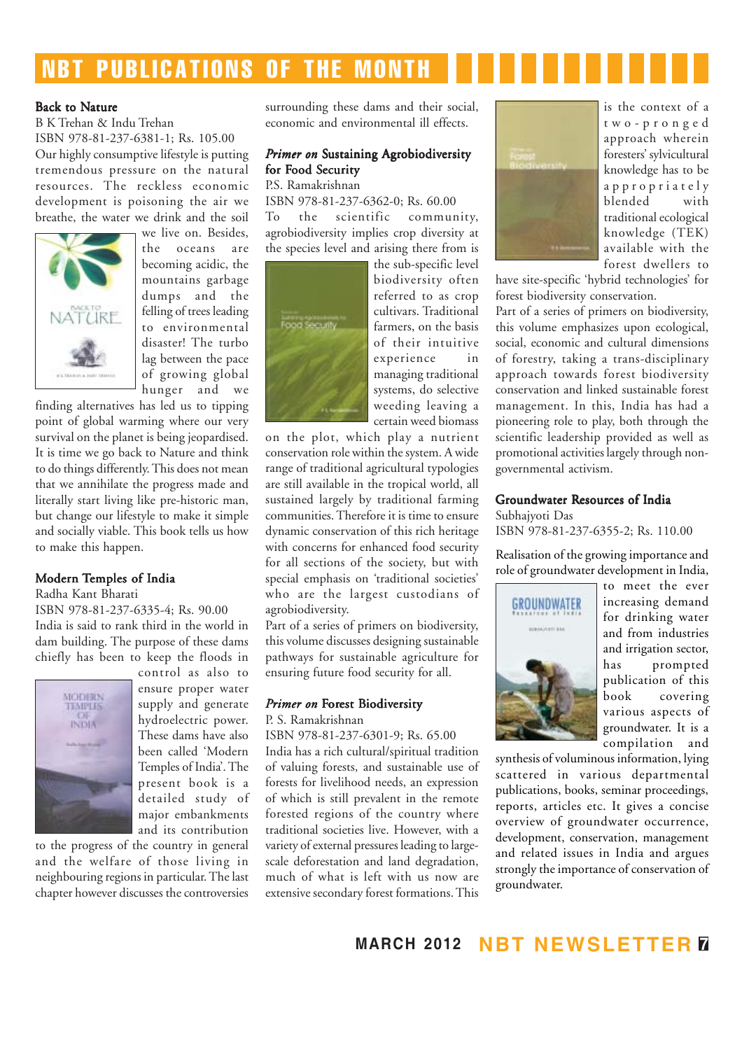# NBT PUBLICATIONS OF THE MONTH

## Back to Nature

B K Trehan & Indu Trehan

ISBN 978-81-237-6381-1; Rs. 105.00

Our highly consumptive lifestyle is putting tremendous pressure on the natural resources. The reckless economic development is poisoning the air we breathe, the water we drink and the soil we live on. Besides, the oceans are becoming acidic, the mountains garbage dumps and the felling of trees leading to environmental disaster! The turbo lag between the pace of growing global hunger and we finding alternatives has led us to tipping point of global warming where our very survival on the planet is being jeopardised. It is time we go back to Nature and think to do things differently. This does not mean that we annihilate the progress made and literally start living like pre-historic man, but change our lifestyle to make it simple and socially viable. This book tells us how to make this happen.

## Modern Temples of India

Radha Kant Bharati

ISBN 978-81-237-6335-4; Rs. 90.00

India is said to rank third in the world in dam building. The purpose of these dams chiefly has been to keep the floods in control as also to ensure proper water supply and generate hydroelectric power. These dams have also been called 'Modern Temples of India'. The present book is a detailed study of major embankments and its contribution to the progress of the country in general and the welfare of those living in neighbouring regions in particular. The last chapter however discusses the controversies surrounding these dams and their social, economic and environmental ill effects.

## *Primer on* Sustaining Agrobiodiversity for Food Security

P.S. Ramakrishnan

ISBN 978-81-237-6362-0; Rs. 60.00

To the scientific community, agrobiodiversity implies crop diversity at the species level and arising there from is the sub-specific level biodiversity often referred to as crop cultivars. Traditional farmers, on the basis of their intuitive experience in managing traditional systems, do selective weeding leaving a certain weed biomass on the plot, which play a nutrient conservation role within the system. A wide range of traditional agricultural typologies are still available in the tropical world, all sustained largely by traditional farming communities. Therefore it is time to ensure dynamic conservation of this rich heritage with concerns for enhanced food security for all sections of the society, but with special emphasis on 'traditional societies' who are the largest custodians of agrobiodiversity.

Part of a series of primers on biodiversity, this volume discusses designing sustainable pathways for sustainable agriculture for ensuring future food security for all.

## *Primer on* Forest Biodiversity

P. S. Ramakrishnan

ISBN 978-81-237-6301-9; Rs. 65.00

India has a rich cultural/spiritual tradition of valuing forests, and sustainable use of forests for livelihood needs, an expression of which is still prevalent in the remote forested regions of the country where traditional societies live. However, with a variety of external pressures leading to large-scale deforestation and land degradation, much of what is left with us now are extensive secondary forest formations. This is the context of a two-pronged approach wherein foresters' sylvicultural knowledge has to be appropriately blended with traditional ecological knowledge (TEK) available with the forest dwellers to have site-specific 'hybrid technologies' for forest biodiversity conservation.

Part of a series of primers on biodiversity, this volume emphasizes upon ecological, social, economic and cultural dimensions of forestry, taking a trans-disciplinary approach towards forest biodiversity conservation and linked sustainable forest management. In this, India has had a pioneering role to play, both through the scientific leadership provided as well as promotional activities largely through non-governmental activism.

## Groundwater Resources of India

Subhajyoti Das

ISBN 978-81-237-6355-2; Rs. 110.00

Realisation of the growing importance and role of groundwater development in India, to meet the ever increasing demand for drinking water and from industries and irrigation sector, has prompted publication of this book covering various aspects of groundwater. It is a compilation and synthesis of voluminous information, lying scattered in various departmental publications, books, seminar proceedings, reports, articles etc. It gives a concise overview of groundwater occurrence, development, conservation, management and related issues in India and argues strongly the importance of conservation of groundwater.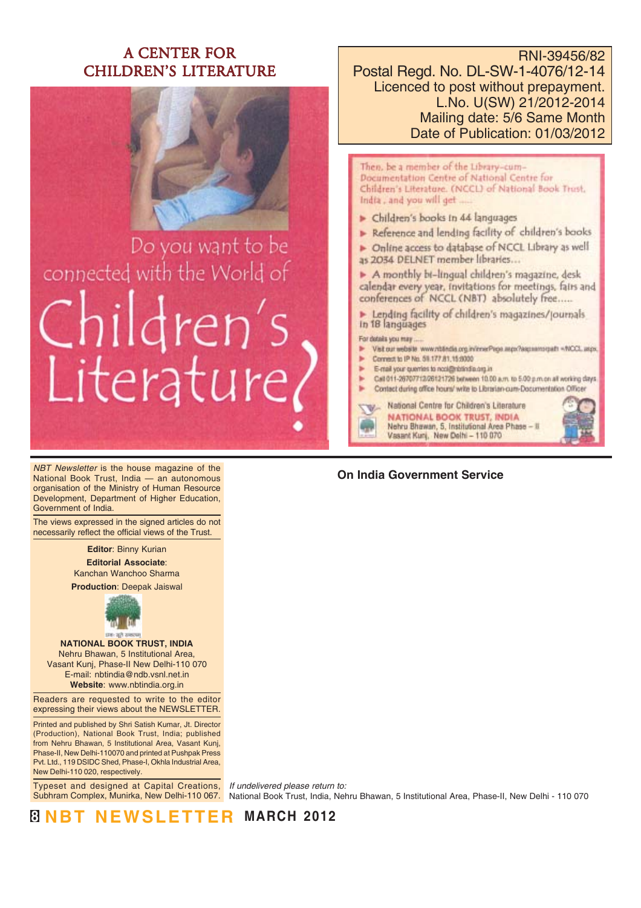# A CENTER FOR CHILDREN'S LITERATURE

Do you want to be connected with the World of Children's Literature?

RNI-39456/82
Postal Regd. No. DL-SW-1-4076/12-14
Licenced to post without prepayment.
L.No. U(SW) 21/2012-2014
Mailing date: 5/6 Same Month
Date of Publication: 01/03/2012

Then, be a member of the Library-cum-Documentation Centre of National Centre for Children's Literature. (NCCL) of National Book Trust, India, and you will get .....

- Children's books in 44 languages
- Reference and lending facility of children's books
- Online access to database of NCCL Library as well as 2034 DELNET member libraries...
- A monthly bi-lingual children's magazine, desk calendar every year, invitations for meetings, fairs and conferences of NCCL (NBT) absolutely free.....
- Lending facility of children's magazines/journals in 18 languages

For details you may .....

- Visit our website www.nbtindia.org.in/innerPage.aspx?aspsamsrpath=NCCL.aspx
- Connect to IP No. 59.177.81.15:8000
- E-mail your queries to nccl@nbtindia.org.in
- Call 011-26707712/26121726 between 10.00 a.m. to 5.00 p.m. on all working days
- Contact during office hours/ write to Librarian-cum-Documentation Officer

National Centre for Children's Literature
NATIONAL BOOK TRUST, INDIA
Nehru Bhawan, 5, Institutional Area Phase – II
Vasant Kunj, New Delhi – 110 070

*NBT Newsletter* is the house magazine of the National Book Trust, India — an autonomous organisation of the Ministry of Human Resource Development, Department of Higher Education, Government of India.

The views expressed in the signed articles do not necessarily reflect the official views of the Trust.

**Editor**: Binny Kurian
**Editorial Associate**: Kanchan Wanchoo Sharma
**Production**: Deepak Jaiswal

**NATIONAL BOOK TRUST, INDIA**
Nehru Bhawan, 5 Institutional Area,
Vasant Kunj, Phase-II New Delhi-110 070
E-mail: nbtindia@ndb.vsnl.net.in
**Website**: www.nbtindia.org.in

Readers are requested to write to the editor expressing their views about the NEWSLETTER.

Printed and published by Shri Satish Kumar, Jt. Director (Production), National Book Trust, India; published from Nehru Bhawan, 5 Institutional Area, Vasant Kunj, Phase-II, New Delhi-110070 and printed at Pushpak Press Pvt. Ltd., 119 DSIDC Shed, Phase-I, Okhla Industrial Area, New Delhi-110 020, respectively.

Typeset and designed at Capital Creations, Subhram Complex, Munirka, New Delhi-110 067.

**On India Government Service**

*If undelivered please return to:*
National Book Trust, India, Nehru Bhawan, 5 Institutional Area, Phase-II, New Delhi - 110 070